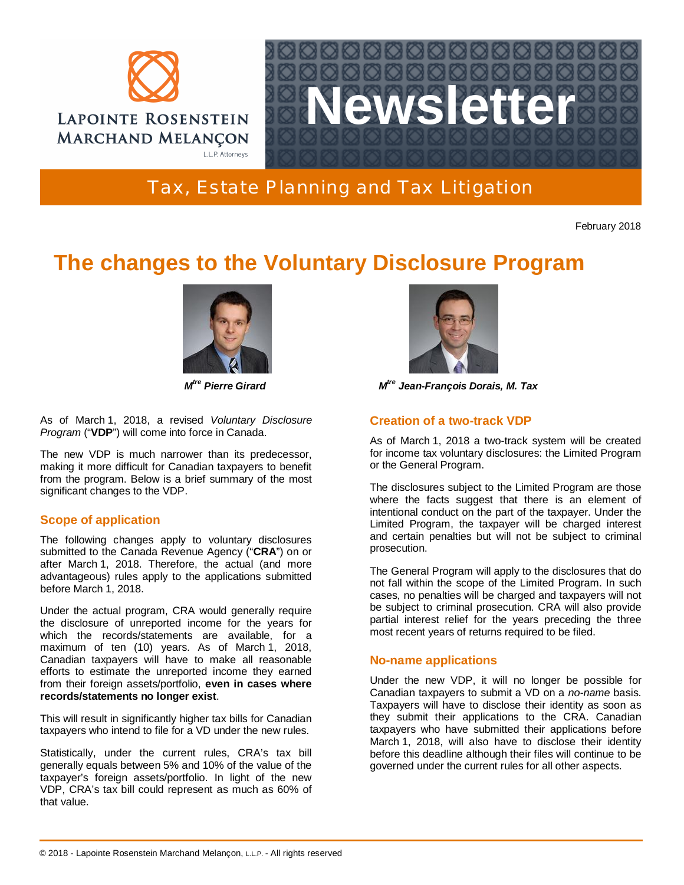LAPOINTE ROSENSTEIN MARCHAND MELANÇON L.L.P. Attorneys

# Newsletter

## Tax, Estate Planning and Tax Litigation

February 2018

# The changes to the Voluntary Disclosure Program

***M[tre] Pierre Girard***

***M[tre] Jean-François Dorais, M. Tax***

As of March 1, 2018, a revised *Voluntary Disclosure Program* ("**VDP**") will come into force in Canada.

The new VDP is much narrower than its predecessor, making it more difficult for Canadian taxpayers to benefit from the program. Below is a brief summary of the most significant changes to the VDP.

### Scope of application

The following changes apply to voluntary disclosures submitted to the Canada Revenue Agency ("**CRA**") on or after March 1, 2018. Therefore, the actual (and more advantageous) rules apply to the applications submitted before March 1, 2018.

Under the actual program, CRA would generally require the disclosure of unreported income for the years for which the records/statements are available, for a maximum of ten (10) years. As of March 1, 2018, Canadian taxpayers will have to make all reasonable efforts to estimate the unreported income they earned from their foreign assets/portfolio, **even in cases where records/statements no longer exist**.

This will result in significantly higher tax bills for Canadian taxpayers who intend to file for a VD under the new rules.

Statistically, under the current rules, CRA's tax bill generally equals between 5% and 10% of the value of the taxpayer's foreign assets/portfolio. In light of the new VDP, CRA's tax bill could represent as much as 60% of that value.

### Creation of a two-track VDP

As of March 1, 2018 a two-track system will be created for income tax voluntary disclosures: the Limited Program or the General Program.

The disclosures subject to the Limited Program are those where the facts suggest that there is an element of intentional conduct on the part of the taxpayer. Under the Limited Program, the taxpayer will be charged interest and certain penalties but will not be subject to criminal prosecution.

The General Program will apply to the disclosures that do not fall within the scope of the Limited Program. In such cases, no penalties will be charged and taxpayers will not be subject to criminal prosecution. CRA will also provide partial interest relief for the years preceding the three most recent years of returns required to be filed.

### No-name applications

Under the new VDP, it will no longer be possible for Canadian taxpayers to submit a VD on a *no-name* basis. Taxpayers will have to disclose their identity as soon as they submit their applications to the CRA. Canadian taxpayers who have submitted their applications before March 1, 2018, will also have to disclose their identity before this deadline although their files will continue to be governed under the current rules for all other aspects.

© 2018 - Lapointe Rosenstein Marchand Melançon, L.L.P. - All rights reserved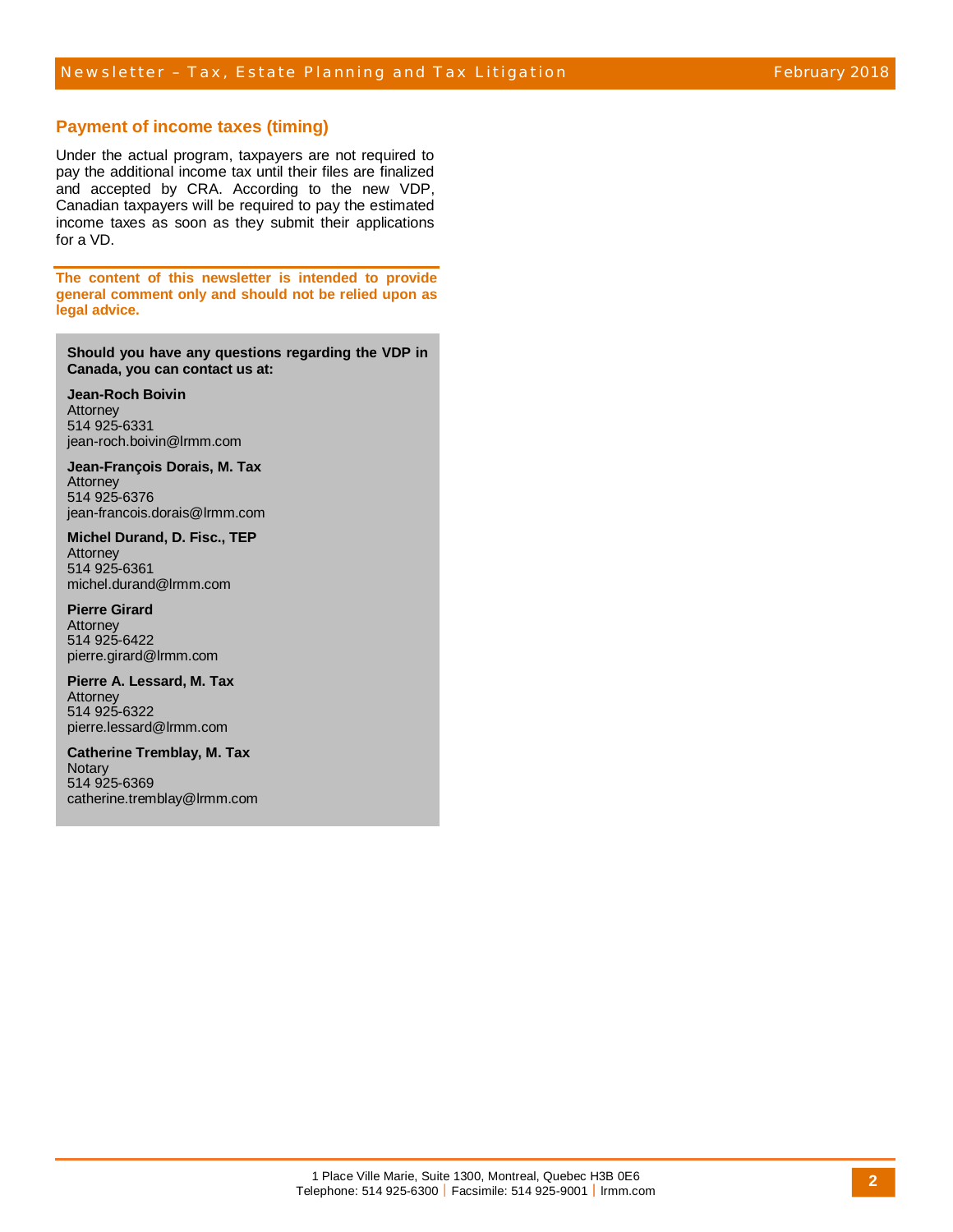## Payment of income taxes (timing)

Under the actual program, taxpayers are not required to pay the additional income tax until their files are finalized and accepted by CRA. According to the new VDP, Canadian taxpayers will be required to pay the estimated income taxes as soon as they submit their applications for a VD.

---

**The content of this newsletter is intended to provide general comment only and should not be relied upon as legal advice.**

**Should you have any questions regarding the VDP in Canada, you can contact us at:**

**Jean-Roch Boivin**
Attorney
514 925-6331
jean-roch.boivin@lrmm.com

**Jean-François Dorais, M. Tax**
Attorney
514 925-6376
jean-francois.dorais@lrmm.com

**Michel Durand, D. Fisc., TEP**
Attorney
514 925-6361
michel.durand@lrmm.com

**Pierre Girard**
Attorney
514 925-6422
pierre.girard@lrmm.com

**Pierre A. Lessard, M. Tax**
Attorney
514 925-6322
pierre.lessard@lrmm.com

**Catherine Tremblay, M. Tax**
Notary
514 925-6369
catherine.tremblay@lrmm.com